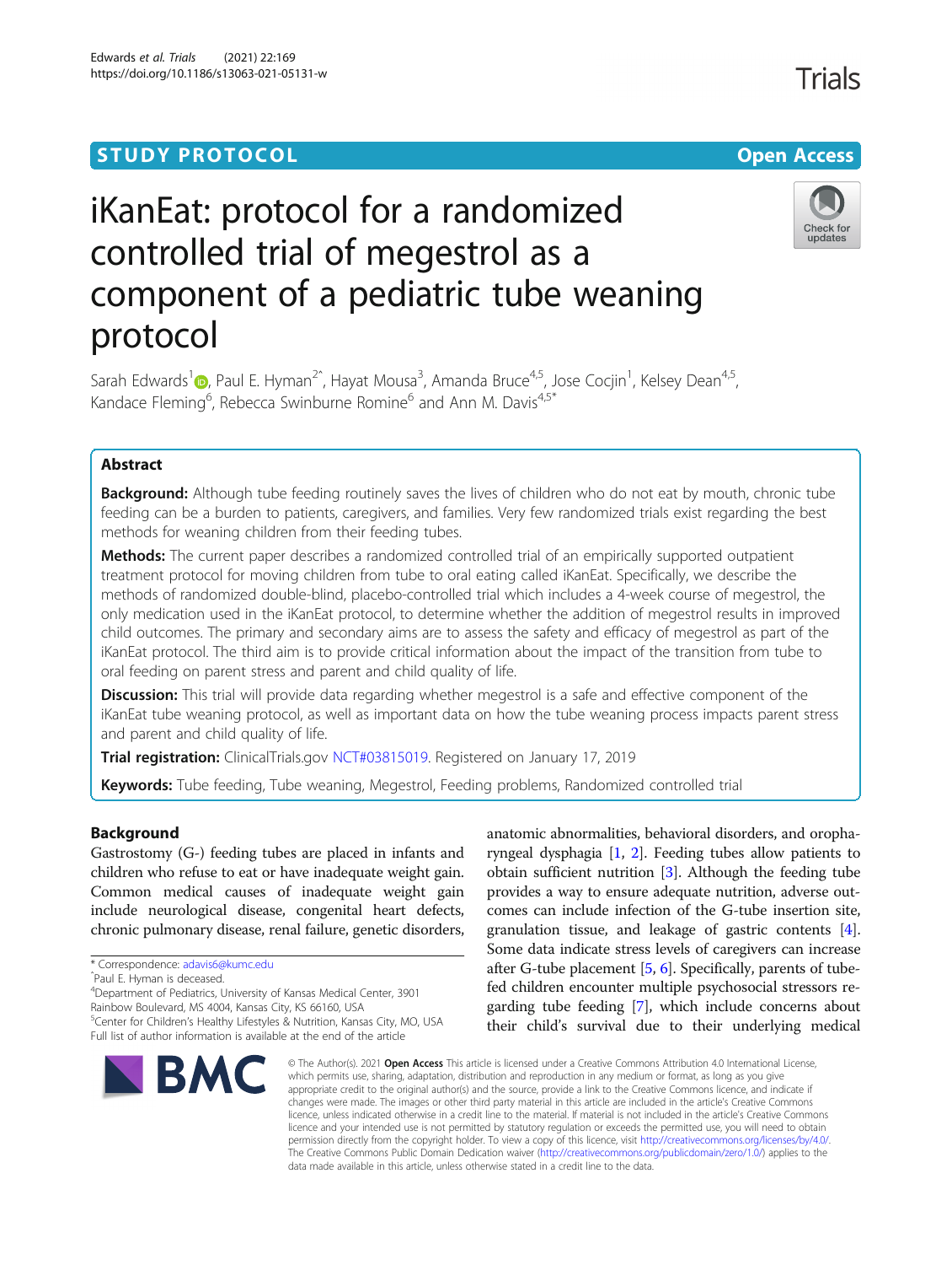STUDY PROTOCOL

Open Access

# iKanEat: protocol for a randomized controlled trial of megestrol as a component of a pediatric tube weaning protocol

Sarah Edwards[1], Paul E. Hyman[2^], Hayat Mousa[3], Amanda Bruce[4,5], Jose Cocjin[1], Kelsey Dean[4,5], Kandace Fleming[6], Rebecca Swinburne Romine[6] and Ann M. Davis[4,5*]

## Abstract

**Background:** Although tube feeding routinely saves the lives of children who do not eat by mouth, chronic tube feeding can be a burden to patients, caregivers, and families. Very few randomized trials exist regarding the best methods for weaning children from their feeding tubes.

**Methods:** The current paper describes a randomized controlled trial of an empirically supported outpatient treatment protocol for moving children from tube to oral eating called iKanEat. Specifically, we describe the methods of randomized double-blind, placebo-controlled trial which includes a 4-week course of megestrol, the only medication used in the iKanEat protocol, to determine whether the addition of megestrol results in improved child outcomes. The primary and secondary aims are to assess the safety and efficacy of megestrol as part of the iKanEat protocol. The third aim is to provide critical information about the impact of the transition from tube to oral feeding on parent stress and parent and child quality of life.

**Discussion:** This trial will provide data regarding whether megestrol is a safe and effective component of the iKanEat tube weaning protocol, as well as important data on how the tube weaning process impacts parent stress and parent and child quality of life.

**Trial registration:** ClinicalTrials.gov NCT#03815019. Registered on January 17, 2019

**Keywords:** Tube feeding, Tube weaning, Megestrol, Feeding problems, Randomized controlled trial

## Background

Gastrostomy (G-) feeding tubes are placed in infants and children who refuse to eat or have inadequate weight gain. Common medical causes of inadequate weight gain include neurological disease, congenital heart defects, chronic pulmonary disease, renal failure, genetic disorders, anatomic abnormalities, behavioral disorders, and oropharyngeal dysphagia [1, 2]. Feeding tubes allow patients to obtain sufficient nutrition [3]. Although the feeding tube provides a way to ensure adequate nutrition, adverse outcomes can include infection of the G-tube insertion site, granulation tissue, and leakage of gastric contents [4]. Some data indicate stress levels of caregivers can increase after G-tube placement [5, 6]. Specifically, parents of tube-fed children encounter multiple psychosocial stressors regarding tube feeding [7], which include concerns about their child's survival due to their underlying medical

\* Correspondence: adavis6@kumc.edu
^Paul E. Hyman is deceased.
[4]Department of Pediatrics, University of Kansas Medical Center, 3901 Rainbow Boulevard, MS 4004, Kansas City, KS 66160, USA
[5]Center for Children's Healthy Lifestyles & Nutrition, Kansas City, MO, USA
Full list of author information is available at the end of the article

© The Author(s). 2021 **Open Access** This article is licensed under a Creative Commons Attribution 4.0 International License, which permits use, sharing, adaptation, distribution and reproduction in any medium or format, as long as you give appropriate credit to the original author(s) and the source, provide a link to the Creative Commons licence, and indicate if changes were made. The images or other third party material in this article are included in the article's Creative Commons licence, unless indicated otherwise in a credit line to the material. If material is not included in the article's Creative Commons licence and your intended use is not permitted by statutory regulation or exceeds the permitted use, you will need to obtain permission directly from the copyright holder. To view a copy of this licence, visit http://creativecommons.org/licenses/by/4.0/. The Creative Commons Public Domain Dedication waiver (http://creativecommons.org/publicdomain/zero/1.0/) applies to the data made available in this article, unless otherwise stated in a credit line to the data.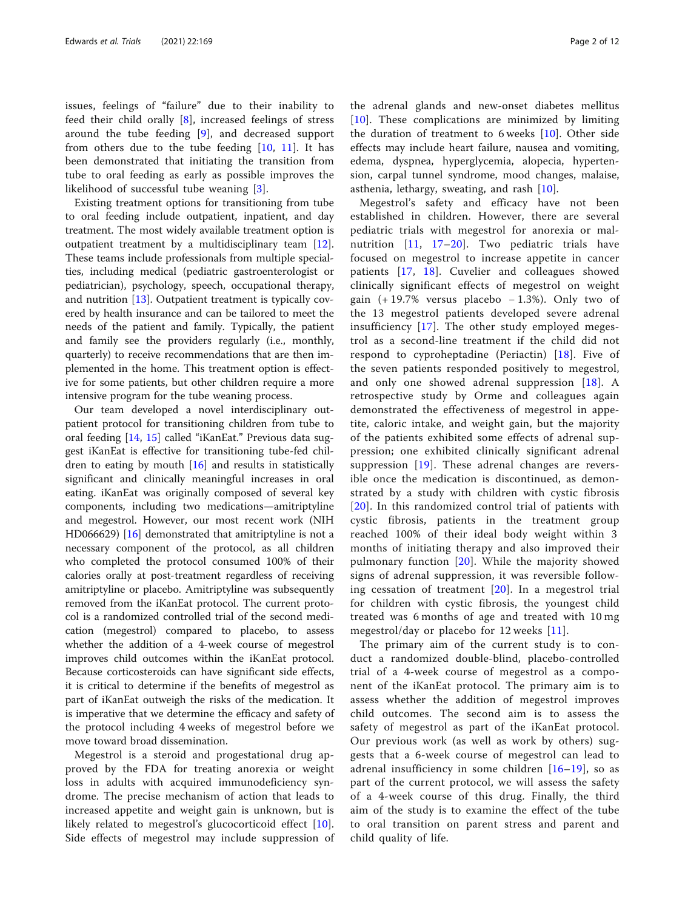issues, feelings of "failure" due to their inability to feed their child orally [8], increased feelings of stress around the tube feeding [9], and decreased support from others due to the tube feeding [10, 11]. It has been demonstrated that initiating the transition from tube to oral feeding as early as possible improves the likelihood of successful tube weaning [3].

Existing treatment options for transitioning from tube to oral feeding include outpatient, inpatient, and day treatment. The most widely available treatment option is outpatient treatment by a multidisciplinary team [12]. These teams include professionals from multiple specialties, including medical (pediatric gastroenterologist or pediatrician), psychology, speech, occupational therapy, and nutrition [13]. Outpatient treatment is typically covered by health insurance and can be tailored to meet the needs of the patient and family. Typically, the patient and family see the providers regularly (i.e., monthly, quarterly) to receive recommendations that are then implemented in the home. This treatment option is effective for some patients, but other children require a more intensive program for the tube weaning process.

Our team developed a novel interdisciplinary outpatient protocol for transitioning children from tube to oral feeding [14, 15] called "iKanEat." Previous data suggest iKanEat is effective for transitioning tube-fed children to eating by mouth [16] and results in statistically significant and clinically meaningful increases in oral eating. iKanEat was originally composed of several key components, including two medications—amitriptyline and megestrol. However, our most recent work (NIH HD066629) [16] demonstrated that amitriptyline is not a necessary component of the protocol, as all children who completed the protocol consumed 100% of their calories orally at post-treatment regardless of receiving amitriptyline or placebo. Amitriptyline was subsequently removed from the iKanEat protocol. The current protocol is a randomized controlled trial of the second medication (megestrol) compared to placebo, to assess whether the addition of a 4-week course of megestrol improves child outcomes within the iKanEat protocol. Because corticosteroids can have significant side effects, it is critical to determine if the benefits of megestrol as part of iKanEat outweigh the risks of the medication. It is imperative that we determine the efficacy and safety of the protocol including 4 weeks of megestrol before we move toward broad dissemination.

Megestrol is a steroid and progestational drug approved by the FDA for treating anorexia or weight loss in adults with acquired immunodeficiency syndrome. The precise mechanism of action that leads to increased appetite and weight gain is unknown, but is likely related to megestrol's glucocorticoid effect [10]. Side effects of megestrol may include suppression of the adrenal glands and new-onset diabetes mellitus [10]. These complications are minimized by limiting the duration of treatment to 6 weeks [10]. Other side effects may include heart failure, nausea and vomiting, edema, dyspnea, hyperglycemia, alopecia, hypertension, carpal tunnel syndrome, mood changes, malaise, asthenia, lethargy, sweating, and rash [10].

Megestrol's safety and efficacy have not been established in children. However, there are several pediatric trials with megestrol for anorexia or malnutrition [11, 17–20]. Two pediatric trials have focused on megestrol to increase appetite in cancer patients [17, 18]. Cuvelier and colleagues showed clinically significant effects of megestrol on weight gain (+ 19.7% versus placebo − 1.3%). Only two of the 13 megestrol patients developed severe adrenal insufficiency [17]. The other study employed megestrol as a second-line treatment if the child did not respond to cyproheptadine (Periactin) [18]. Five of the seven patients responded positively to megestrol, and only one showed adrenal suppression [18]. A retrospective study by Orme and colleagues again demonstrated the effectiveness of megestrol in appetite, caloric intake, and weight gain, but the majority of the patients exhibited some effects of adrenal suppression; one exhibited clinically significant adrenal suppression [19]. These adrenal changes are reversible once the medication is discontinued, as demonstrated by a study with children with cystic fibrosis [20]. In this randomized control trial of patients with cystic fibrosis, patients in the treatment group reached 100% of their ideal body weight within 3 months of initiating therapy and also improved their pulmonary function [20]. While the majority showed signs of adrenal suppression, it was reversible following cessation of treatment [20]. In a megestrol trial for children with cystic fibrosis, the youngest child treated was 6 months of age and treated with 10 mg megestrol/day or placebo for 12 weeks [11].

The primary aim of the current study is to conduct a randomized double-blind, placebo-controlled trial of a 4-week course of megestrol as a component of the iKanEat protocol. The primary aim is to assess whether the addition of megestrol improves child outcomes. The second aim is to assess the safety of megestrol as part of the iKanEat protocol. Our previous work (as well as work by others) suggests that a 6-week course of megestrol can lead to adrenal insufficiency in some children [16–19], so as part of the current protocol, we will assess the safety of a 4-week course of this drug. Finally, the third aim of the study is to examine the effect of the tube to oral transition on parent stress and parent and child quality of life.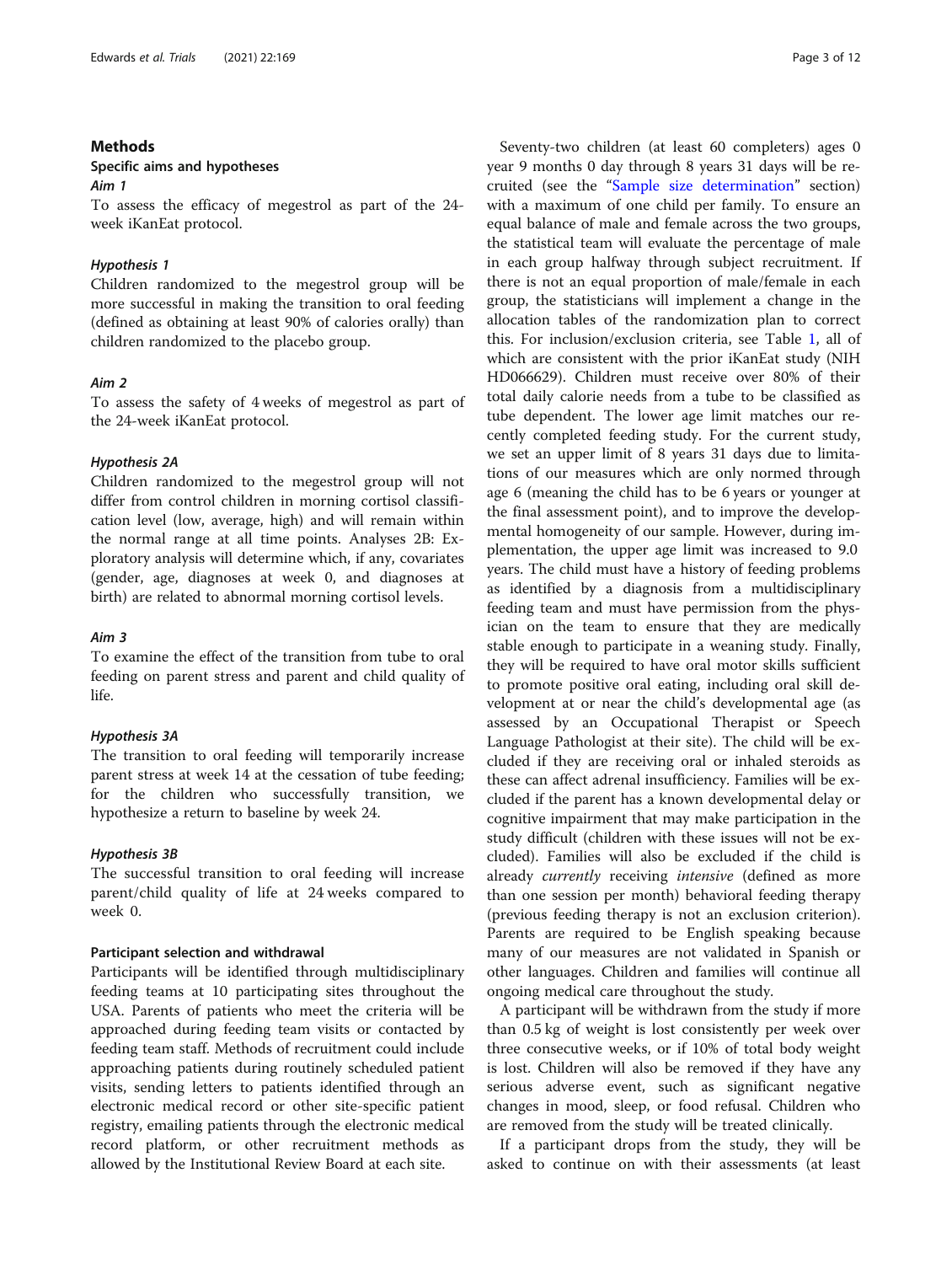## Methods

### Specific aims and hypotheses

#### *Aim 1*

To assess the efficacy of megestrol as part of the 24-week iKanEat protocol.

#### *Hypothesis 1*

Children randomized to the megestrol group will be more successful in making the transition to oral feeding (defined as obtaining at least 90% of calories orally) than children randomized to the placebo group.

#### *Aim 2*

To assess the safety of 4 weeks of megestrol as part of the 24-week iKanEat protocol.

#### *Hypothesis 2A*

Children randomized to the megestrol group will not differ from control children in morning cortisol classification level (low, average, high) and will remain within the normal range at all time points. Analyses 2B: Exploratory analysis will determine which, if any, covariates (gender, age, diagnoses at week 0, and diagnoses at birth) are related to abnormal morning cortisol levels.

#### *Aim 3*

To examine the effect of the transition from tube to oral feeding on parent stress and parent and child quality of life.

#### *Hypothesis 3A*

The transition to oral feeding will temporarily increase parent stress at week 14 at the cessation of tube feeding; for the children who successfully transition, we hypothesize a return to baseline by week 24.

#### *Hypothesis 3B*

The successful transition to oral feeding will increase parent/child quality of life at 24 weeks compared to week 0.

### Participant selection and withdrawal

Participants will be identified through multidisciplinary feeding teams at 10 participating sites throughout the USA. Parents of patients who meet the criteria will be approached during feeding team visits or contacted by feeding team staff. Methods of recruitment could include approaching patients during routinely scheduled patient visits, sending letters to patients identified through an electronic medical record or other site-specific patient registry, emailing patients through the electronic medical record platform, or other recruitment methods as allowed by the Institutional Review Board at each site.

Seventy-two children (at least 60 completers) ages 0 year 9 months 0 day through 8 years 31 days will be recruited (see the "Sample size determination" section) with a maximum of one child per family. To ensure an equal balance of male and female across the two groups, the statistical team will evaluate the percentage of male in each group halfway through subject recruitment. If there is not an equal proportion of male/female in each group, the statisticians will implement a change in the allocation tables of the randomization plan to correct this. For inclusion/exclusion criteria, see Table 1, all of which are consistent with the prior iKanEat study (NIH HD066629). Children must receive over 80% of their total daily calorie needs from a tube to be classified as tube dependent. The lower age limit matches our recently completed feeding study. For the current study, we set an upper limit of 8 years 31 days due to limitations of our measures which are only normed through age 6 (meaning the child has to be 6 years or younger at the final assessment point), and to improve the developmental homogeneity of our sample. However, during implementation, the upper age limit was increased to 9.0 years. The child must have a history of feeding problems as identified by a diagnosis from a multidisciplinary feeding team and must have permission from the physician on the team to ensure that they are medically stable enough to participate in a weaning study. Finally, they will be required to have oral motor skills sufficient to promote positive oral eating, including oral skill development at or near the child's developmental age (as assessed by an Occupational Therapist or Speech Language Pathologist at their site). The child will be excluded if they are receiving oral or inhaled steroids as these can affect adrenal insufficiency. Families will be excluded if the parent has a known developmental delay or cognitive impairment that may make participation in the study difficult (children with these issues will not be excluded). Families will also be excluded if the child is already *currently* receiving *intensive* (defined as more than one session per month) behavioral feeding therapy (previous feeding therapy is not an exclusion criterion). Parents are required to be English speaking because many of our measures are not validated in Spanish or other languages. Children and families will continue all ongoing medical care throughout the study.

A participant will be withdrawn from the study if more than 0.5 kg of weight is lost consistently per week over three consecutive weeks, or if 10% of total body weight is lost. Children will also be removed if they have any serious adverse event, such as significant negative changes in mood, sleep, or food refusal. Children who are removed from the study will be treated clinically.

If a participant drops from the study, they will be asked to continue on with their assessments (at least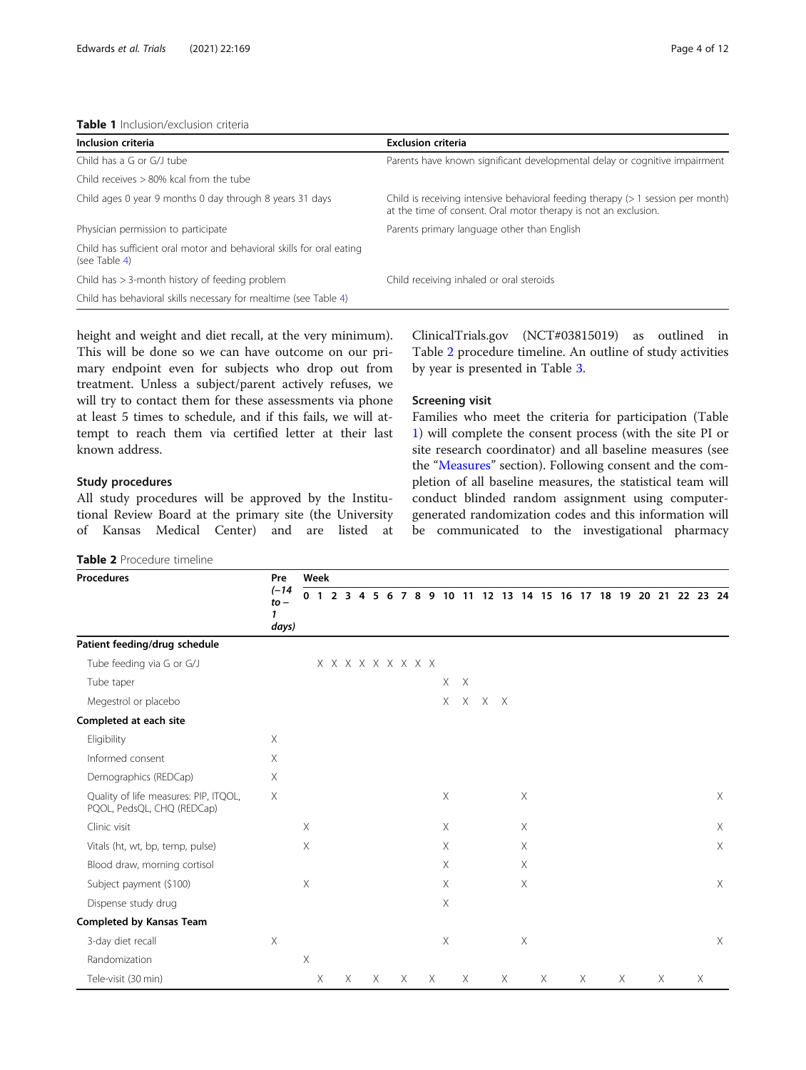**Table 1** Inclusion/exclusion criteria

| Inclusion criteria | Exclusion criteria |
| --- | --- |
| Child has a G or G/J tube | Parents have known significant developmental delay or cognitive impairment |
| Child receives > 80% kcal from the tube | |
| Child ages 0 year 9 months 0 day through 8 years 31 days | Child is receiving intensive behavioral feeding therapy (> 1 session per month) at the time of consent. Oral motor therapy is not an exclusion. |
| Physician permission to participate | Parents primary language other than English |
| Child has sufficient oral motor and behavioral skills for oral eating (see Table 4) | |
| Child has > 3-month history of feeding problem | Child receiving inhaled or oral steroids |
| Child has behavioral skills necessary for mealtime (see Table 4) | |

height and weight and diet recall, at the very minimum). This will be done so we can have outcome on our primary endpoint even for subjects who drop out from treatment. Unless a subject/parent actively refuses, we will try to contact them for these assessments via phone at least 5 times to schedule, and if this fails, we will attempt to reach them via certified letter at their last known address.

### Study procedures

All study procedures will be approved by the Institutional Review Board at the primary site (the University of Kansas Medical Center) and are listed at ClinicalTrials.gov (NCT#03815019) as outlined in Table 2 procedure timeline. An outline of study activities by year is presented in Table 3.

### Screening visit

Families who meet the criteria for participation (Table 1) will complete the consent process (with the site PI or site research coordinator) and all baseline measures (see the "Measures" section). Following consent and the completion of all baseline measures, the statistical team will conduct blinded random assignment using computer-generated randomization codes and this information will be communicated to the investigational pharmacy

**Table 2** Procedure timeline

| Procedures | Pre (−14 to −1 days) | Week | | | | | | | | | | | | | | | | | | | | | | | | |
| --- | --- | --- | --- | --- | --- | --- | --- | --- | --- | --- | --- | --- | --- | --- | --- | --- | --- | --- | --- | --- | --- | --- | --- | --- | --- | --- |
| | | 0 | 1 | 2 | 3 | 4 | 5 | 6 | 7 | 8 | 9 | 10 | 11 | 12 | 13 | 14 | 15 | 16 | 17 | 18 | 19 | 20 | 21 | 22 | 23 | 24 |
| **Patient feeding/drug schedule** | | | | | | | | | | | | | | | | | | | | | | | | | | |
| Tube feeding via G or G/J | | | X | X | X | X | X | X | X | X | X | | | | | | | | | | | | | | | |
| Tube taper | | | | | | | | | | | | X | X | | | | | | | | | | | | | |
| Megestrol or placebo | | | | | | | | | | | | X | X | X | X | | | | | | | | | | | |
| **Completed at each site** | | | | | | | | | | | | | | | | | | | | | | | | | | |
| Eligibility | X | | | | | | | | | | | | | | | | | | | | | | | | | |
| Informed consent | X | | | | | | | | | | | | | | | | | | | | | | | | | |
| Demographics (REDCap) | X | | | | | | | | | | | | | | | | | | | | | | | | | |
| Quality of life measures: PIP, ITQOL, PQOL, PedsQL, CHQ (REDCap) | X | | | | | | | | | | | X | | | | X | | | | | | | | | | X |
| Clinic visit | | X | | | | | | | | | | X | | | | X | | | | | | | | | | X |
| Vitals (ht, wt, bp, temp, pulse) | | X | | | | | | | | | | X | | | | X | | | | | | | | | | X |
| Blood draw, morning cortisol | | | | | | | | | | | | X | | | | X | | | | | | | | | | |
| Subject payment ($100) | | X | | | | | | | | | | X | | | | X | | | | | | | | | | X |
| Dispense study drug | | | | | | | | | | | | X | | | | | | | | | | | | | | |
| **Completed by Kansas Team** | | | | | | | | | | | | | | | | | | | | | | | | | | |
| 3-day diet recall | X | | | | | | | | | | | X | | | | X | | | | | | | | | | X |
| Randomization | | X | | | | | | | | | | | | | | | | | | | | | | | | |
| Tele-visit (30 min) | | | X | | X | | X | | X | | X | | X | | X | | X | | X | | X | | X | | X | |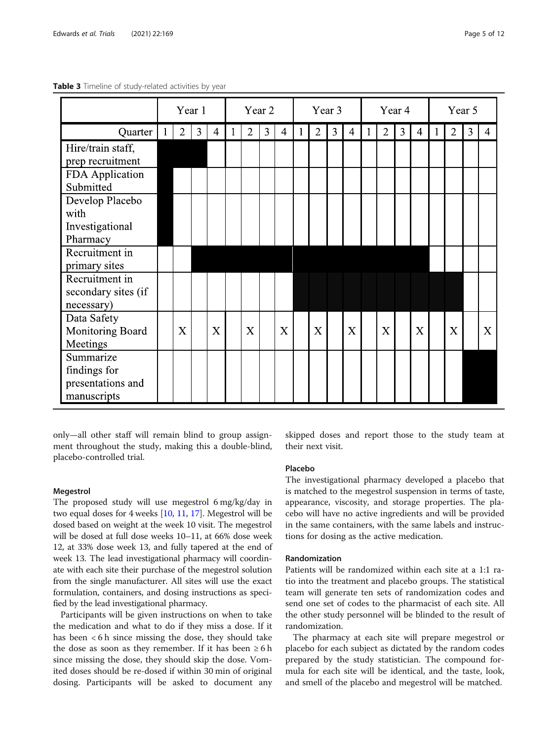**Table 3** Timeline of study-related activities by year

| | Year 1 | | | | Year 2 | | | | Year 3 | | | | Year 4 | | | | Year 5 | | | |
|---|---|---|---|---|---|---|---|---|---|---|---|---|---|---|---|---|---|---|---|---|
| Quarter | 1 | 2 | 3 | 4 | 1 | 2 | 3 | 4 | 1 | 2 | 3 | 4 | 1 | 2 | 3 | 4 | 1 | 2 | 3 | 4 |
| Hire/train staff, prep recruitment | ■ | ■ | ■ | | | | | | | | | | | | | | | | | |
| FDA Application Submitted | ■ | | | | | | | | | | | | | | | | | | | |
| Develop Placebo with Investigational Pharmacy | ■ | | | | | | | | | | | | | | | | | | | |
| Recruitment in primary sites | | | ■ | ■ | ■ | ■ | ■ | ■ | ■ | ■ | ■ | ■ | ■ | ■ | ■ | ■ | | | | |
| Recruitment in secondary sites (if necessary) | | | | | | | | | ■ | ■ | ■ | ■ | ■ | ■ | ■ | ■ | ■ | ■ | | |
| Data Safety Monitoring Board Meetings | | X | | X | | X | | X | | X | | X | | X | | X | | X | | X |
| Summarize findings for presentations and manuscripts | | | | | | | | | | | | | | | | | | | ■ | ■ |

only—all other staff will remain blind to group assignment throughout the study, making this a double-blind, placebo-controlled trial.

#### Megestrol

The proposed study will use megestrol 6 mg/kg/day in two equal doses for 4 weeks [10, 11, 17]. Megestrol will be dosed based on weight at the week 10 visit. The megestrol will be dosed at full dose weeks 10–11, at 66% dose week 12, at 33% dose week 13, and fully tapered at the end of week 13. The lead investigational pharmacy will coordinate with each site their purchase of the megestrol solution from the single manufacturer. All sites will use the exact formulation, containers, and dosing instructions as specified by the lead investigational pharmacy.

Participants will be given instructions on when to take the medication and what to do if they miss a dose. If it has been < 6 h since missing the dose, they should take the dose as soon as they remember. If it has been ≥ 6 h since missing the dose, they should skip the dose. Vomited doses should be re-dosed if within 30 min of original dosing. Participants will be asked to document any skipped doses and report those to the study team at their next visit.

#### Placebo

The investigational pharmacy developed a placebo that is matched to the megestrol suspension in terms of taste, appearance, viscosity, and storage properties. The placebo will have no active ingredients and will be provided in the same containers, with the same labels and instructions for dosing as the active medication.

#### Randomization

Patients will be randomized within each site at a 1:1 ratio into the treatment and placebo groups. The statistical team will generate ten sets of randomization codes and send one set of codes to the pharmacist of each site. All the other study personnel will be blinded to the result of randomization.

The pharmacy at each site will prepare megestrol or placebo for each subject as dictated by the random codes prepared by the study statistician. The compound formula for each site will be identical, and the taste, look, and smell of the placebo and megestrol will be matched.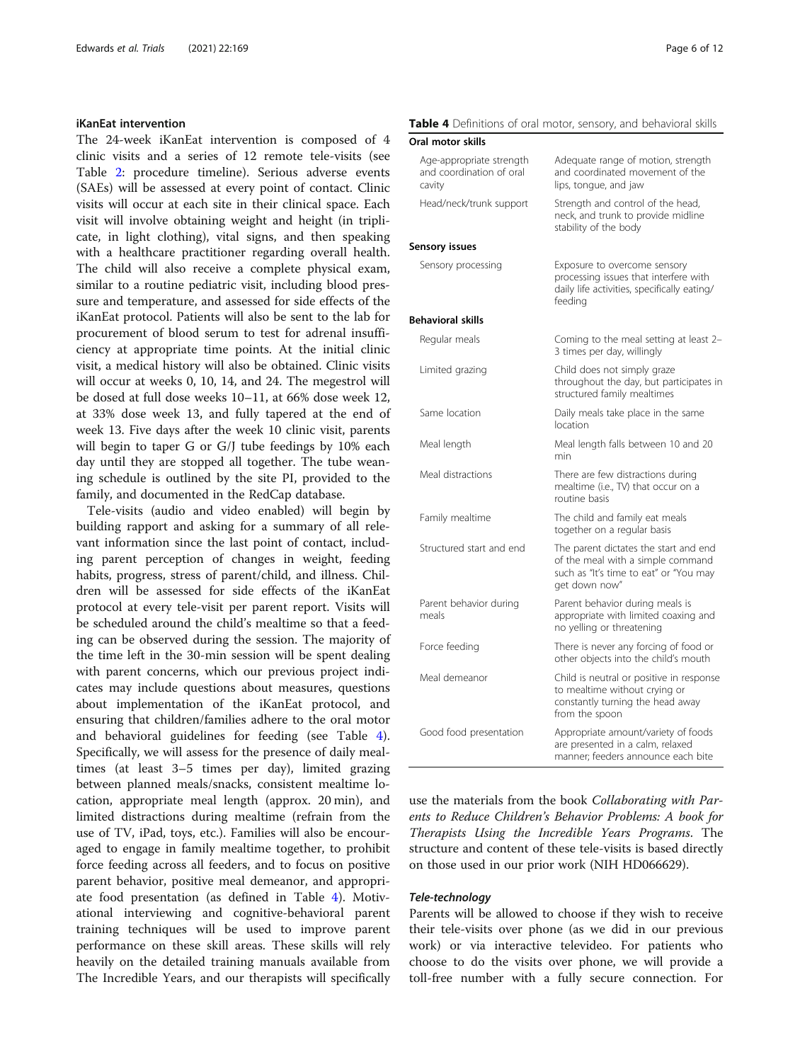### iKanEat intervention

The 24-week iKanEat intervention is composed of 4 clinic visits and a series of 12 remote tele-visits (see Table 2: procedure timeline). Serious adverse events (SAEs) will be assessed at every point of contact. Clinic visits will occur at each site in their clinical space. Each visit will involve obtaining weight and height (in triplicate, in light clothing), vital signs, and then speaking with a healthcare practitioner regarding overall health. The child will also receive a complete physical exam, similar to a routine pediatric visit, including blood pressure and temperature, and assessed for side effects of the iKanEat protocol. Patients will also be sent to the lab for procurement of blood serum to test for adrenal insufficiency at appropriate time points. At the initial clinic visit, a medical history will also be obtained. Clinic visits will occur at weeks 0, 10, 14, and 24. The megestrol will be dosed at full dose weeks 10–11, at 66% dose week 12, at 33% dose week 13, and fully tapered at the end of week 13. Five days after the week 10 clinic visit, parents will begin to taper G or G/J tube feedings by 10% each day until they are stopped all together. The tube weaning schedule is outlined by the site PI, provided to the family, and documented in the RedCap database.

Tele-visits (audio and video enabled) will begin by building rapport and asking for a summary of all relevant information since the last point of contact, including parent perception of changes in weight, feeding habits, progress, stress of parent/child, and illness. Children will be assessed for side effects of the iKanEat protocol at every tele-visit per parent report. Visits will be scheduled around the child's mealtime so that a feeding can be observed during the session. The majority of the time left in the 30-min session will be spent dealing with parent concerns, which our previous project indicates may include questions about measures, questions about implementation of the iKanEat protocol, and ensuring that children/families adhere to the oral motor and behavioral guidelines for feeding (see Table 4). Specifically, we will assess for the presence of daily mealtimes (at least 3–5 times per day), limited grazing between planned meals/snacks, consistent mealtime location, appropriate meal length (approx. 20 min), and limited distractions during mealtime (refrain from the use of TV, iPad, toys, etc.). Families will also be encouraged to engage in family mealtime together, to prohibit force feeding across all feeders, and to focus on positive parent behavior, positive meal demeanor, and appropriate food presentation (as defined in Table 4). Motivational interviewing and cognitive-behavioral parent training techniques will be used to improve parent performance on these skill areas. These skills will rely heavily on the detailed training manuals available from The Incredible Years, and our therapists will specifically use the materials from the book *Collaborating with Parents to Reduce Children's Behavior Problems: A book for Therapists Using the Incredible Years Programs*. The structure and content of these tele-visits is based directly on those used in our prior work (NIH HD066629).

**Table 4** Definitions of oral motor, sensory, and behavioral skills

| | |
|---|---|
| **Oral motor skills** | |
| Age-appropriate strength and coordination of oral cavity | Adequate range of motion, strength and coordinated movement of the lips, tongue, and jaw |
| Head/neck/trunk support | Strength and control of the head, neck, and trunk to provide midline stability of the body |
| **Sensory issues** | |
| Sensory processing | Exposure to overcome sensory processing issues that interfere with daily life activities, specifically eating/feeding |
| **Behavioral skills** | |
| Regular meals | Coming to the meal setting at least 2–3 times per day, willingly |
| Limited grazing | Child does not simply graze throughout the day, but participates in structured family mealtimes |
| Same location | Daily meals take place in the same location |
| Meal length | Meal length falls between 10 and 20 min |
| Meal distractions | There are few distractions during mealtime (i.e., TV) that occur on a routine basis |
| Family mealtime | The child and family eat meals together on a regular basis |
| Structured start and end | The parent dictates the start and end of the meal with a simple command such as "It's time to eat" or "You may get down now" |
| Parent behavior during meals | Parent behavior during meals is appropriate with limited coaxing and no yelling or threatening |
| Force feeding | There is never any forcing of food or other objects into the child's mouth |
| Meal demeanor | Child is neutral or positive in response to mealtime without crying or constantly turning the head away from the spoon |
| Good food presentation | Appropriate amount/variety of foods are presented in a calm, relaxed manner; feeders announce each bite |

#### *Tele-technology*

Parents will be allowed to choose if they wish to receive their tele-visits over phone (as we did in our previous work) or via interactive televideo. For patients who choose to do the visits over phone, we will provide a toll-free number with a fully secure connection. For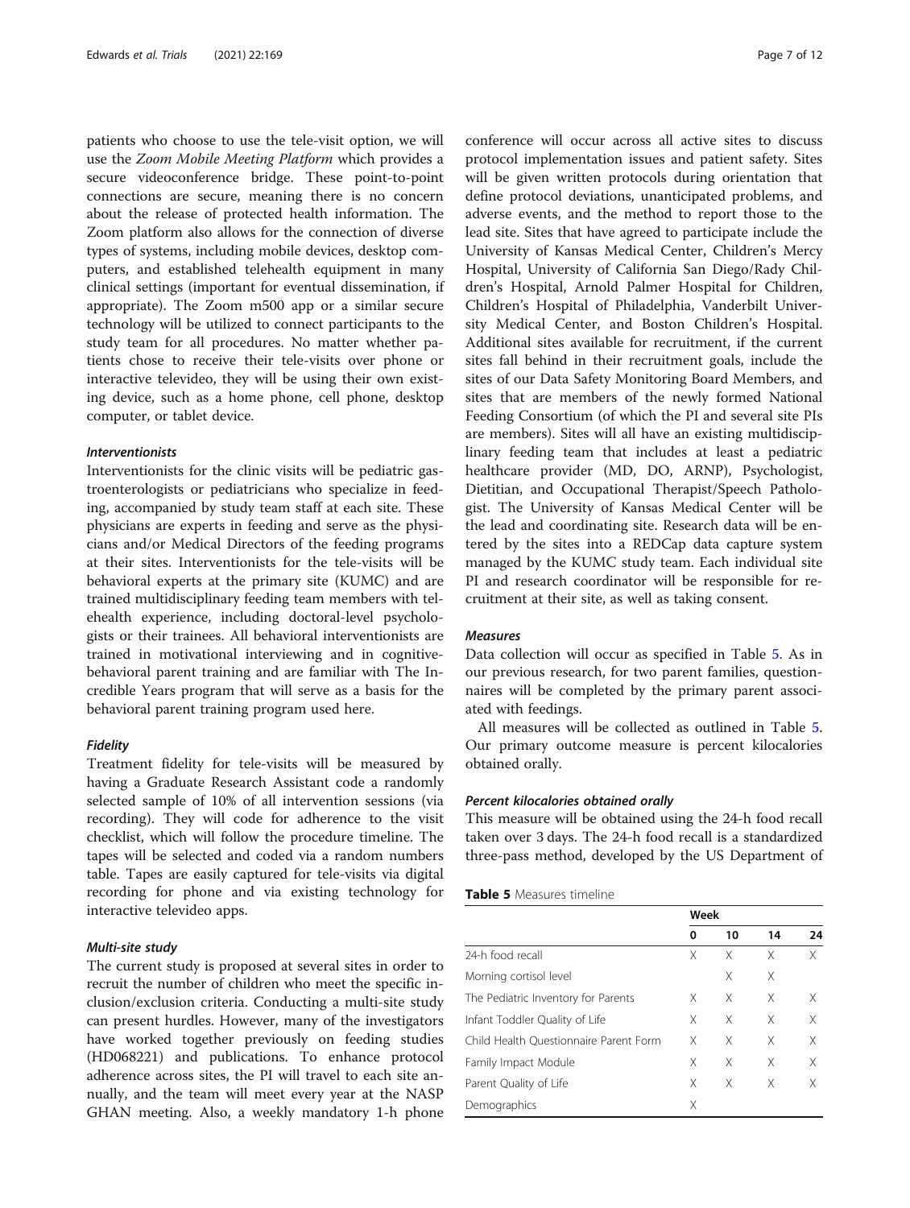patients who choose to use the tele-visit option, we will use the *Zoom Mobile Meeting Platform* which provides a secure videoconference bridge. These point-to-point connections are secure, meaning there is no concern about the release of protected health information. The Zoom platform also allows for the connection of diverse types of systems, including mobile devices, desktop computers, and established telehealth equipment in many clinical settings (important for eventual dissemination, if appropriate). The Zoom m500 app or a similar secure technology will be utilized to connect participants to the study team for all procedures. No matter whether patients chose to receive their tele-visits over phone or interactive televideo, they will be using their own existing device, such as a home phone, cell phone, desktop computer, or tablet device.

#### Interventionists

Interventionists for the clinic visits will be pediatric gastroenterologists or pediatricians who specialize in feeding, accompanied by study team staff at each site. These physicians are experts in feeding and serve as the physicians and/or Medical Directors of the feeding programs at their sites. Interventionists for the tele-visits will be behavioral experts at the primary site (KUMC) and are trained multidisciplinary feeding team members with telehealth experience, including doctoral-level psychologists or their trainees. All behavioral interventionists are trained in motivational interviewing and in cognitive-behavioral parent training and are familiar with The Incredible Years program that will serve as a basis for the behavioral parent training program used here.

#### Fidelity

Treatment fidelity for tele-visits will be measured by having a Graduate Research Assistant code a randomly selected sample of 10% of all intervention sessions (via recording). They will code for adherence to the visit checklist, which will follow the procedure timeline. The tapes will be selected and coded via a random numbers table. Tapes are easily captured for tele-visits via digital recording for phone and via existing technology for interactive televideo apps.

#### Multi-site study

The current study is proposed at several sites in order to recruit the number of children who meet the specific inclusion/exclusion criteria. Conducting a multi-site study can present hurdles. However, many of the investigators have worked together previously on feeding studies (HD068221) and publications. To enhance protocol adherence across sites, the PI will travel to each site annually, and the team will meet every year at the NASP GHAN meeting. Also, a weekly mandatory 1-h phone conference will occur across all active sites to discuss protocol implementation issues and patient safety. Sites will be given written protocols during orientation that define protocol deviations, unanticipated problems, and adverse events, and the method to report those to the lead site. Sites that have agreed to participate include the University of Kansas Medical Center, Children's Mercy Hospital, University of California San Diego/Rady Children's Hospital, Arnold Palmer Hospital for Children, Children's Hospital of Philadelphia, Vanderbilt University Medical Center, and Boston Children's Hospital. Additional sites available for recruitment, if the current sites fall behind in their recruitment goals, include the sites of our Data Safety Monitoring Board Members, and sites that are members of the newly formed National Feeding Consortium (of which the PI and several site PIs are members). Sites will all have an existing multidisciplinary feeding team that includes at least a pediatric healthcare provider (MD, DO, ARNP), Psychologist, Dietitian, and Occupational Therapist/Speech Pathologist. The University of Kansas Medical Center will be the lead and coordinating site. Research data will be entered by the sites into a REDCap data capture system managed by the KUMC study team. Each individual site PI and research coordinator will be responsible for recruitment at their site, as well as taking consent.

#### Measures

Data collection will occur as specified in Table 5. As in our previous research, for two parent families, questionnaires will be completed by the primary parent associated with feedings.

All measures will be collected as outlined in Table 5. Our primary outcome measure is percent kilocalories obtained orally.

#### Percent kilocalories obtained orally

This measure will be obtained using the 24-h food recall taken over 3 days. The 24-h food recall is a standardized three-pass method, developed by the US Department of

**Table 5** Measures timeline

| | Week | | | |
|---|---|---|---|---|
| | 0 | 10 | 14 | 24 |
| 24-h food recall | X | X | X | X |
| Morning cortisol level | | X | X | |
| The Pediatric Inventory for Parents | X | X | X | X |
| Infant Toddler Quality of Life | X | X | X | X |
| Child Health Questionnaire Parent Form | X | X | X | X |
| Family Impact Module | X | X | X | X |
| Parent Quality of Life | X | X | X | X |
| Demographics | X | | | |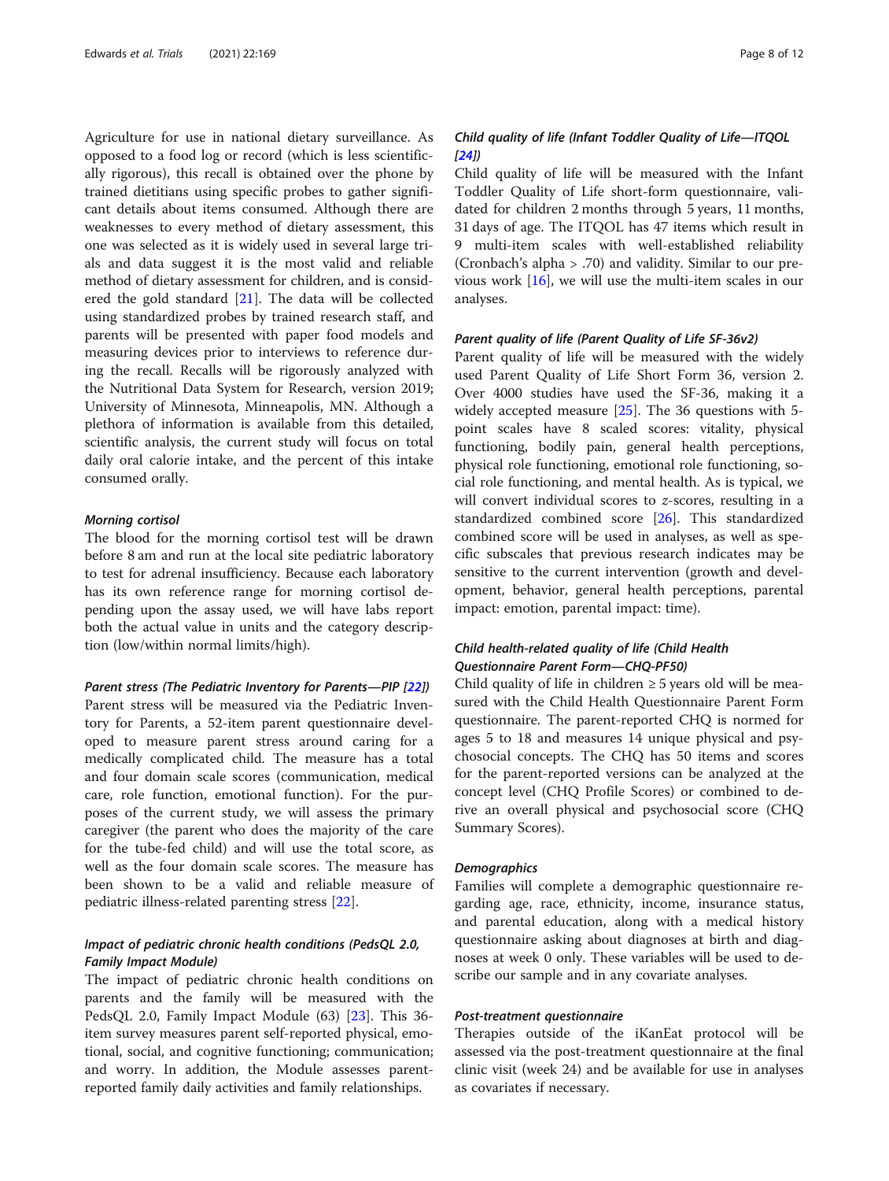Agriculture for use in national dietary surveillance. As opposed to a food log or record (which is less scientifically rigorous), this recall is obtained over the phone by trained dietitians using specific probes to gather significant details about items consumed. Although there are weaknesses to every method of dietary assessment, this one was selected as it is widely used in several large trials and data suggest it is the most valid and reliable method of dietary assessment for children, and is considered the gold standard [21]. The data will be collected using standardized probes by trained research staff, and parents will be presented with paper food models and measuring devices prior to interviews to reference during the recall. Recalls will be rigorously analyzed with the Nutritional Data System for Research, version 2019; University of Minnesota, Minneapolis, MN. Although a plethora of information is available from this detailed, scientific analysis, the current study will focus on total daily oral calorie intake, and the percent of this intake consumed orally.

#### *Morning cortisol*

The blood for the morning cortisol test will be drawn before 8 am and run at the local site pediatric laboratory to test for adrenal insufficiency. Because each laboratory has its own reference range for morning cortisol depending upon the assay used, we will have labs report both the actual value in units and the category description (low/within normal limits/high).

#### *Parent stress (The Pediatric Inventory for Parents—PIP [22])*

Parent stress will be measured via the Pediatric Inventory for Parents, a 52-item parent questionnaire developed to measure parent stress around caring for a medically complicated child. The measure has a total and four domain scale scores (communication, medical care, role function, emotional function). For the purposes of the current study, we will assess the primary caregiver (the parent who does the majority of the care for the tube-fed child) and will use the total score, as well as the four domain scale scores. The measure has been shown to be a valid and reliable measure of pediatric illness-related parenting stress [22].

#### *Impact of pediatric chronic health conditions (PedsQL 2.0, Family Impact Module)*

The impact of pediatric chronic health conditions on parents and the family will be measured with the PedsQL 2.0, Family Impact Module (63) [23]. This 36-item survey measures parent self-reported physical, emotional, social, and cognitive functioning; communication; and worry. In addition, the Module assesses parent-reported family daily activities and family relationships.

#### *Child quality of life (Infant Toddler Quality of Life—ITQOL [24])*

Child quality of life will be measured with the Infant Toddler Quality of Life short-form questionnaire, validated for children 2 months through 5 years, 11 months, 31 days of age. The ITQOL has 47 items which result in 9 multi-item scales with well-established reliability (Cronbach's alpha > .70) and validity. Similar to our previous work [16], we will use the multi-item scales in our analyses.

#### *Parent quality of life (Parent Quality of Life SF-36v2)*

Parent quality of life will be measured with the widely used Parent Quality of Life Short Form 36, version 2. Over 4000 studies have used the SF-36, making it a widely accepted measure [25]. The 36 questions with 5-point scales have 8 scaled scores: vitality, physical functioning, bodily pain, general health perceptions, physical role functioning, emotional role functioning, social role functioning, and mental health. As is typical, we will convert individual scores to *z*-scores, resulting in a standardized combined score [26]. This standardized combined score will be used in analyses, as well as specific subscales that previous research indicates may be sensitive to the current intervention (growth and development, behavior, general health perceptions, parental impact: emotion, parental impact: time).

#### *Child health-related quality of life (Child Health Questionnaire Parent Form—CHQ-PF50)*

Child quality of life in children ≥ 5 years old will be measured with the Child Health Questionnaire Parent Form questionnaire. The parent-reported CHQ is normed for ages 5 to 18 and measures 14 unique physical and psychosocial concepts. The CHQ has 50 items and scores for the parent-reported versions can be analyzed at the concept level (CHQ Profile Scores) or combined to derive an overall physical and psychosocial score (CHQ Summary Scores).

#### *Demographics*

Families will complete a demographic questionnaire regarding age, race, ethnicity, income, insurance status, and parental education, along with a medical history questionnaire asking about diagnoses at birth and diagnoses at week 0 only. These variables will be used to describe our sample and in any covariate analyses.

#### *Post-treatment questionnaire*

Therapies outside of the iKanEat protocol will be assessed via the post-treatment questionnaire at the final clinic visit (week 24) and be available for use in analyses as covariates if necessary.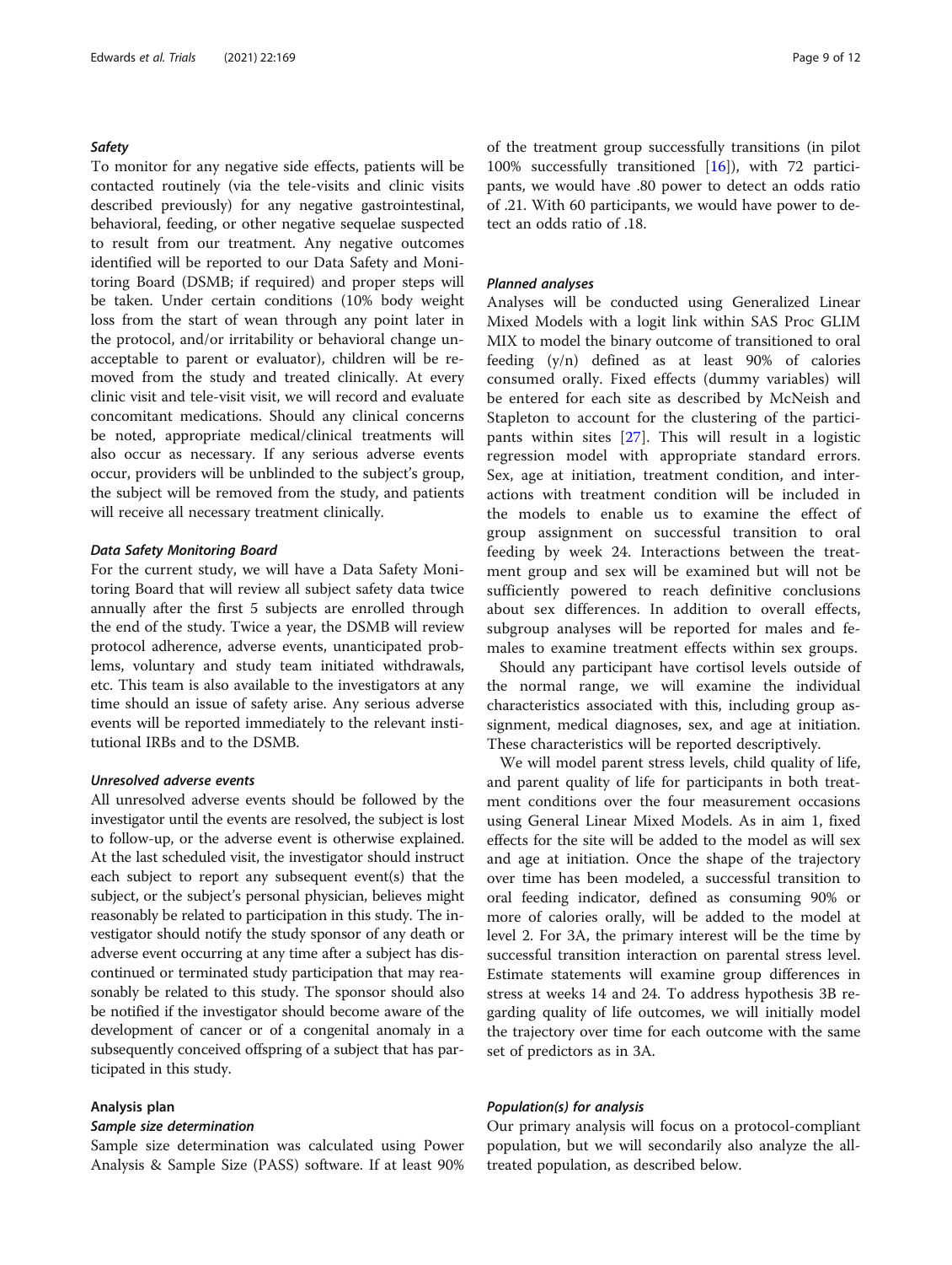### *Safety*

To monitor for any negative side effects, patients will be contacted routinely (via the tele-visits and clinic visits described previously) for any negative gastrointestinal, behavioral, feeding, or other negative sequelae suspected to result from our treatment. Any negative outcomes identified will be reported to our Data Safety and Monitoring Board (DSMB; if required) and proper steps will be taken. Under certain conditions (10% body weight loss from the start of wean through any point later in the protocol, and/or irritability or behavioral change unacceptable to parent or evaluator), children will be removed from the study and treated clinically. At every clinic visit and tele-visit visit, we will record and evaluate concomitant medications. Should any clinical concerns be noted, appropriate medical/clinical treatments will also occur as necessary. If any serious adverse events occur, providers will be unblinded to the subject's group, the subject will be removed from the study, and patients will receive all necessary treatment clinically.

### *Data Safety Monitoring Board*

For the current study, we will have a Data Safety Monitoring Board that will review all subject safety data twice annually after the first 5 subjects are enrolled through the end of the study. Twice a year, the DSMB will review protocol adherence, adverse events, unanticipated problems, voluntary and study team initiated withdrawals, etc. This team is also available to the investigators at any time should an issue of safety arise. Any serious adverse events will be reported immediately to the relevant institutional IRBs and to the DSMB.

### *Unresolved adverse events*

All unresolved adverse events should be followed by the investigator until the events are resolved, the subject is lost to follow-up, or the adverse event is otherwise explained. At the last scheduled visit, the investigator should instruct each subject to report any subsequent event(s) that the subject, or the subject's personal physician, believes might reasonably be related to participation in this study. The investigator should notify the study sponsor of any death or adverse event occurring at any time after a subject has discontinued or terminated study participation that may reasonably be related to this study. The sponsor should also be notified if the investigator should become aware of the development of cancer or of a congenital anomaly in a subsequently conceived offspring of a subject that has participated in this study.

## Analysis plan

### *Sample size determination*

Sample size determination was calculated using Power Analysis & Sample Size (PASS) software. If at least 90% of the treatment group successfully transitions (in pilot 100% successfully transitioned [16]), with 72 participants, we would have .80 power to detect an odds ratio of .21. With 60 participants, we would have power to detect an odds ratio of .18.

### *Planned analyses*

Analyses will be conducted using Generalized Linear Mixed Models with a logit link within SAS Proc GLIMMIX to model the binary outcome of transitioned to oral feeding (y/n) defined as at least 90% of calories consumed orally. Fixed effects (dummy variables) will be entered for each site as described by McNeish and Stapleton to account for the clustering of the participants within sites [27]. This will result in a logistic regression model with appropriate standard errors. Sex, age at initiation, treatment condition, and interactions with treatment condition will be included in the models to enable us to examine the effect of group assignment on successful transition to oral feeding by week 24. Interactions between the treatment group and sex will be examined but will not be sufficiently powered to reach definitive conclusions about sex differences. In addition to overall effects, subgroup analyses will be reported for males and females to examine treatment effects within sex groups.

Should any participant have cortisol levels outside of the normal range, we will examine the individual characteristics associated with this, including group assignment, medical diagnoses, sex, and age at initiation. These characteristics will be reported descriptively.

We will model parent stress levels, child quality of life, and parent quality of life for participants in both treatment conditions over the four measurement occasions using General Linear Mixed Models. As in aim 1, fixed effects for the site will be added to the model as will sex and age at initiation. Once the shape of the trajectory over time has been modeled, a successful transition to oral feeding indicator, defined as consuming 90% or more of calories orally, will be added to the model at level 2. For 3A, the primary interest will be the time by successful transition interaction on parental stress level. Estimate statements will examine group differences in stress at weeks 14 and 24. To address hypothesis 3B regarding quality of life outcomes, we will initially model the trajectory over time for each outcome with the same set of predictors as in 3A.

### *Population(s) for analysis*

Our primary analysis will focus on a protocol-compliant population, but we will secondarily also analyze the all-treated population, as described below.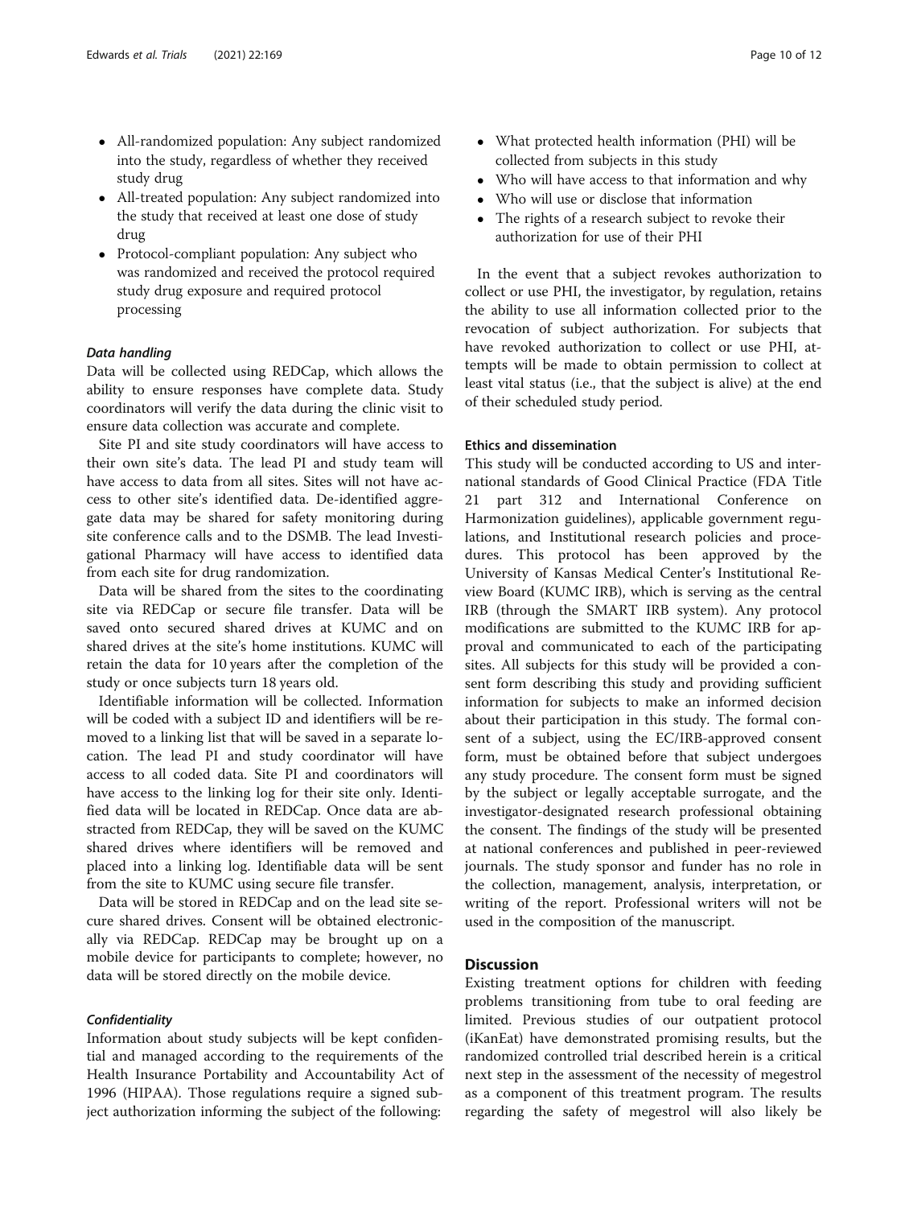- All-randomized population: Any subject randomized into the study, regardless of whether they received study drug
- All-treated population: Any subject randomized into the study that received at least one dose of study drug
- Protocol-compliant population: Any subject who was randomized and received the protocol required study drug exposure and required protocol processing

#### *Data handling*

Data will be collected using REDCap, which allows the ability to ensure responses have complete data. Study coordinators will verify the data during the clinic visit to ensure data collection was accurate and complete.

Site PI and site study coordinators will have access to their own site's data. The lead PI and study team will have access to data from all sites. Sites will not have access to other site's identified data. De-identified aggregate data may be shared for safety monitoring during site conference calls and to the DSMB. The lead Investigational Pharmacy will have access to identified data from each site for drug randomization.

Data will be shared from the sites to the coordinating site via REDCap or secure file transfer. Data will be saved onto secured shared drives at KUMC and on shared drives at the site's home institutions. KUMC will retain the data for 10 years after the completion of the study or once subjects turn 18 years old.

Identifiable information will be collected. Information will be coded with a subject ID and identifiers will be removed to a linking list that will be saved in a separate location. The lead PI and study coordinator will have access to all coded data. Site PI and coordinators will have access to the linking log for their site only. Identified data will be located in REDCap. Once data are abstracted from REDCap, they will be saved on the KUMC shared drives where identifiers will be removed and placed into a linking log. Identifiable data will be sent from the site to KUMC using secure file transfer.

Data will be stored in REDCap and on the lead site secure shared drives. Consent will be obtained electronically via REDCap. REDCap may be brought up on a mobile device for participants to complete; however, no data will be stored directly on the mobile device.

#### *Confidentiality*

Information about study subjects will be kept confidential and managed according to the requirements of the Health Insurance Portability and Accountability Act of 1996 (HIPAA). Those regulations require a signed subject authorization informing the subject of the following:

- What protected health information (PHI) will be collected from subjects in this study
- Who will have access to that information and why
- Who will use or disclose that information
- The rights of a research subject to revoke their authorization for use of their PHI

In the event that a subject revokes authorization to collect or use PHI, the investigator, by regulation, retains the ability to use all information collected prior to the revocation of subject authorization. For subjects that have revoked authorization to collect or use PHI, attempts will be made to obtain permission to collect at least vital status (i.e., that the subject is alive) at the end of their scheduled study period.

### Ethics and dissemination

This study will be conducted according to US and international standards of Good Clinical Practice (FDA Title 21 part 312 and International Conference on Harmonization guidelines), applicable government regulations, and Institutional research policies and procedures. This protocol has been approved by the University of Kansas Medical Center's Institutional Review Board (KUMC IRB), which is serving as the central IRB (through the SMART IRB system). Any protocol modifications are submitted to the KUMC IRB for approval and communicated to each of the participating sites. All subjects for this study will be provided a consent form describing this study and providing sufficient information for subjects to make an informed decision about their participation in this study. The formal consent of a subject, using the EC/IRB-approved consent form, must be obtained before that subject undergoes any study procedure. The consent form must be signed by the subject or legally acceptable surrogate, and the investigator-designated research professional obtaining the consent. The findings of the study will be presented at national conferences and published in peer-reviewed journals. The study sponsor and funder has no role in the collection, management, analysis, interpretation, or writing of the report. Professional writers will not be used in the composition of the manuscript.

## Discussion

Existing treatment options for children with feeding problems transitioning from tube to oral feeding are limited. Previous studies of our outpatient protocol (iKanEat) have demonstrated promising results, but the randomized controlled trial described herein is a critical next step in the assessment of the necessity of megestrol as a component of this treatment program. The results regarding the safety of megestrol will also likely be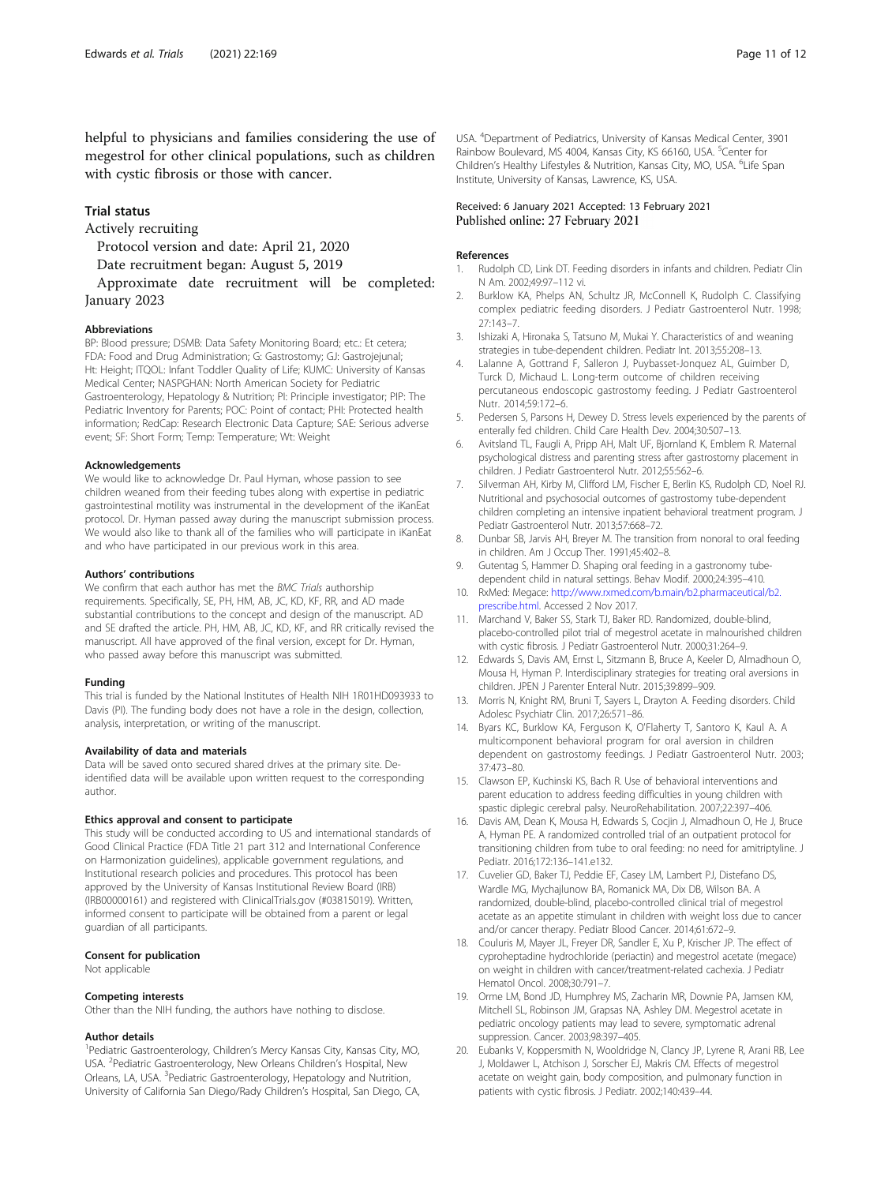helpful to physicians and families considering the use of megestrol for other clinical populations, such as children with cystic fibrosis or those with cancer.

## Trial status

Actively recruiting

Protocol version and date: April 21, 2020

Date recruitment began: August 5, 2019

Approximate date recruitment will be completed: January 2023

### Abbreviations

BP: Blood pressure; DSMB: Data Safety Monitoring Board; etc.: Et cetera; FDA: Food and Drug Administration; G: Gastrostomy; GJ: Gastrojejunal; Ht: Height; ITQOL: Infant Toddler Quality of Life; KUMC: University of Kansas Medical Center; NASPGHAN: North American Society for Pediatric Gastroenterology, Hepatology & Nutrition; PI: Principle investigator; PIP: The Pediatric Inventory for Parents; POC: Point of contact; PHI: Protected health information; RedCap: Research Electronic Data Capture; SAE: Serious adverse event; SF: Short Form; Temp: Temperature; Wt: Weight

### Acknowledgements

We would like to acknowledge Dr. Paul Hyman, whose passion to see children weaned from their feeding tubes along with expertise in pediatric gastrointestinal motility was instrumental in the development of the iKanEat protocol. Dr. Hyman passed away during the manuscript submission process. We would also like to thank all of the families who will participate in iKanEat and who have participated in our previous work in this area.

### Authors' contributions

We confirm that each author has met the *BMC Trials* authorship requirements. Specifically, SE, PH, HM, AB, JC, KD, KF, RR, and AD made substantial contributions to the concept and design of the manuscript. AD and SE drafted the article. PH, HM, AB, JC, KD, KF, and RR critically revised the manuscript. All have approved of the final version, except for Dr. Hyman, who passed away before this manuscript was submitted.

### Funding

This trial is funded by the National Institutes of Health NIH 1R01HD093933 to Davis (PI). The funding body does not have a role in the design, collection, analysis, interpretation, or writing of the manuscript.

### Availability of data and materials

Data will be saved onto secured shared drives at the primary site. De-identified data will be available upon written request to the corresponding author.

### Ethics approval and consent to participate

This study will be conducted according to US and international standards of Good Clinical Practice (FDA Title 21 part 312 and International Conference on Harmonization guidelines), applicable government regulations, and Institutional research policies and procedures. This protocol has been approved by the University of Kansas Institutional Review Board (IRB) (IRB00000161) and registered with ClinicalTrials.gov (#03815019). Written, informed consent to participate will be obtained from a parent or legal guardian of all participants.

### Consent for publication

Not applicable

### Competing interests

Other than the NIH funding, the authors have nothing to disclose.

### Author details

[1]Pediatric Gastroenterology, Children's Mercy Kansas City, Kansas City, MO, USA. [2]Pediatric Gastroenterology, New Orleans Children's Hospital, New Orleans, LA, USA. [3]Pediatric Gastroenterology, Hepatology and Nutrition, University of California San Diego/Rady Children's Hospital, San Diego, CA, USA. [4]Department of Pediatrics, University of Kansas Medical Center, 3901 Rainbow Boulevard, MS 4004, Kansas City, KS 66160, USA. [5]Center for Children's Healthy Lifestyles & Nutrition, Kansas City, MO, USA. [6]Life Span Institute, University of Kansas, Lawrence, KS, USA.

Received: 6 January 2021 Accepted: 13 February 2021
Published online: 27 February 2021

### References

1. Rudolph CD, Link DT. Feeding disorders in infants and children. Pediatr Clin N Am. 2002;49:97–112 vi.
2. Burklow KA, Phelps AN, Schultz JR, McConnell K, Rudolph C. Classifying complex pediatric feeding disorders. J Pediatr Gastroenterol Nutr. 1998; 27:143–7.
3. Ishizaki A, Hironaka S, Tatsuno M, Mukai Y. Characteristics of and weaning strategies in tube-dependent children. Pediatr Int. 2013;55:208–13.
4. Lalanne A, Gottrand F, Salleron J, Puybasset-Jonquez AL, Guimber D, Turck D, Michaud L. Long-term outcome of children receiving percutaneous endoscopic gastrostomy feeding. J Pediatr Gastroenterol Nutr. 2014;59:172–6.
5. Pedersen S, Parsons H, Dewey D. Stress levels experienced by the parents of enterally fed children. Child Care Health Dev. 2004;30:507–13.
6. Avitsland TL, Faugli A, Pripp AH, Malt UF, Bjornland K, Emblem R. Maternal psychological distress and parenting stress after gastrostomy placement in children. J Pediatr Gastroenterol Nutr. 2012;55:562–6.
7. Silverman AH, Kirby M, Clifford LM, Fischer E, Berlin KS, Rudolph CD, Noel RJ. Nutritional and psychosocial outcomes of gastrostomy tube-dependent children completing an intensive inpatient behavioral treatment program. J Pediatr Gastroenterol Nutr. 2013;57:668–72.
8. Dunbar SB, Jarvis AH, Breyer M. The transition from nonoral to oral feeding in children. Am J Occup Ther. 1991;45:402–8.
9. Gutentag S, Hammer D. Shaping oral feeding in a gastronomy tube-dependent child in natural settings. Behav Modif. 2000;24:395–410.
10. RxMed: Megace: http://www.rxmed.com/b.main/b2.pharmaceutical/b2.prescribe.html. Accessed 2 Nov 2017.
11. Marchand V, Baker SS, Stark TJ, Baker RD. Randomized, double-blind, placebo-controlled pilot trial of megestrol acetate in malnourished children with cystic fibrosis. J Pediatr Gastroenterol Nutr. 2000;31:264–9.
12. Edwards S, Davis AM, Ernst L, Sitzmann B, Bruce A, Keeler D, Almadhoun O, Mousa H, Hyman P. Interdisciplinary strategies for treating oral aversions in children. JPEN J Parenter Enteral Nutr. 2015;39:899–909.
13. Morris N, Knight RM, Bruni T, Sayers L, Drayton A. Feeding disorders. Child Adolesc Psychiatr Clin. 2017;26:571–86.
14. Byars KC, Burklow KA, Ferguson K, O'Flaherty T, Santoro K, Kaul A. A multicomponent behavioral program for oral aversion in children dependent on gastrostomy feedings. J Pediatr Gastroenterol Nutr. 2003; 37:473–80.
15. Clawson EP, Kuchinski KS, Bach R. Use of behavioral interventions and parent education to address feeding difficulties in young children with spastic diplegic cerebral palsy. NeuroRehabilitation. 2007;22:397–406.
16. Davis AM, Dean K, Mousa H, Edwards S, Cocjin J, Almadhoun O, He J, Bruce A, Hyman PE. A randomized controlled trial of an outpatient protocol for transitioning children from tube to oral feeding: no need for amitriptyline. J Pediatr. 2016;172:136–141.e132.
17. Cuvelier GD, Baker TJ, Peddie EF, Casey LM, Lambert PJ, Distefano DS, Wardle MG, Mychajlunow BA, Romanick MA, Dix DB, Wilson BA. A randomized, double-blind, placebo-controlled clinical trial of megestrol acetate as an appetite stimulant in children with weight loss due to cancer and/or cancer therapy. Pediatr Blood Cancer. 2014;61:672–9.
18. Couluris M, Mayer JL, Freyer DR, Sandler E, Xu P, Krischer JP. The effect of cyproheptadine hydrochloride (periactin) and megestrol acetate (megace) on weight in children with cancer/treatment-related cachexia. J Pediatr Hematol Oncol. 2008;30:791–7.
19. Orme LM, Bond JD, Humphrey MS, Zacharin MR, Downie PA, Jamsen KM, Mitchell SL, Robinson JM, Grapsas NA, Ashley DM. Megestrol acetate in pediatric oncology patients may lead to severe, symptomatic adrenal suppression. Cancer. 2003;98:397–405.
20. Eubanks V, Koppersmith N, Wooldridge N, Clancy JP, Lyrene R, Arani RB, Lee J, Moldawer L, Atchison J, Sorscher EJ, Makris CM. Effects of megestrol acetate on weight gain, body composition, and pulmonary function in patients with cystic fibrosis. J Pediatr. 2002;140:439–44.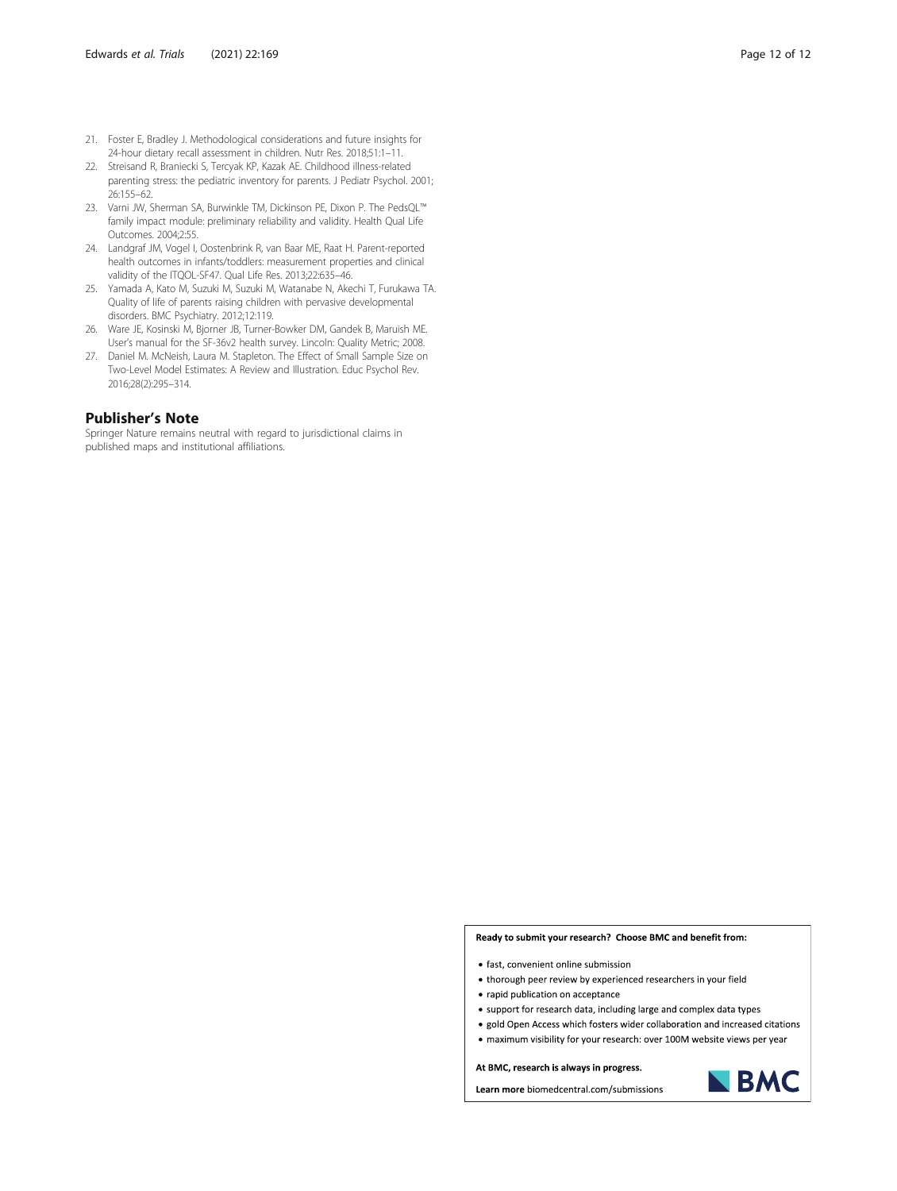21. Foster E, Bradley J. Methodological considerations and future insights for 24-hour dietary recall assessment in children. Nutr Res. 2018;51:1–11.
22. Streisand R, Braniecki S, Tercyak KP, Kazak AE. Childhood illness-related parenting stress: the pediatric inventory for parents. J Pediatr Psychol. 2001; 26:155–62.
23. Varni JW, Sherman SA, Burwinkle TM, Dickinson PE, Dixon P. The PedsQL™ family impact module: preliminary reliability and validity. Health Qual Life Outcomes. 2004;2:55.
24. Landgraf JM, Vogel I, Oostenbrink R, van Baar ME, Raat H. Parent-reported health outcomes in infants/toddlers: measurement properties and clinical validity of the ITQOL-SF47. Qual Life Res. 2013;22:635–46.
25. Yamada A, Kato M, Suzuki M, Suzuki M, Watanabe N, Akechi T, Furukawa TA. Quality of life of parents raising children with pervasive developmental disorders. BMC Psychiatry. 2012;12:119.
26. Ware JE, Kosinski M, Bjorner JB, Turner-Bowker DM, Gandek B, Maruish ME. User's manual for the SF-36v2 health survey. Lincoln: Quality Metric; 2008.
27. Daniel M. McNeish, Laura M. Stapleton. The Effect of Small Sample Size on Two-Level Model Estimates: A Review and Illustration. Educ Psychol Rev. 2016;28(2):295–314.

## Publisher's Note

Springer Nature remains neutral with regard to jurisdictional claims in published maps and institutional affiliations.

**Ready to submit your research? Choose BMC and benefit from:**

- fast, convenient online submission
- thorough peer review by experienced researchers in your field
- rapid publication on acceptance
- support for research data, including large and complex data types
- gold Open Access which fosters wider collaboration and increased citations
- maximum visibility for your research: over 100M website views per year

**At BMC, research is always in progress.**

**Learn more** biomedcentral.com/submissions

BMC